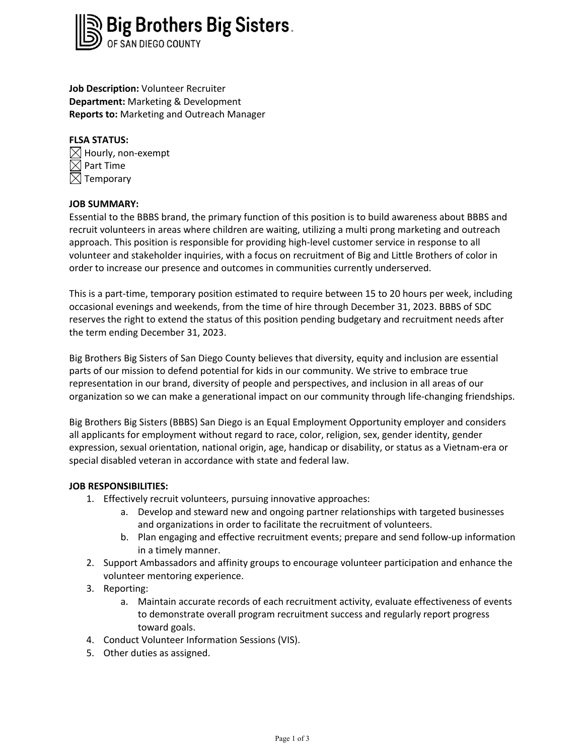**Big Brothers Big Sisters**
OF SAN DIEGO COUNTY

**Job Description:** Volunteer Recruiter
**Department:** Marketing & Development
**Reports to:** Marketing and Outreach Manager

**FLSA STATUS:**

☒ Hourly, non-exempt
☒ Part Time
☒ Temporary

**JOB SUMMARY:**

Essential to the BBBS brand, the primary function of this position is to build awareness about BBBS and recruit volunteers in areas where children are waiting, utilizing a multi prong marketing and outreach approach. This position is responsible for providing high-level customer service in response to all volunteer and stakeholder inquiries, with a focus on recruitment of Big and Little Brothers of color in order to increase our presence and outcomes in communities currently underserved.

This is a part-time, temporary position estimated to require between 15 to 20 hours per week, including occasional evenings and weekends, from the time of hire through December 31, 2023. BBBS of SDC reserves the right to extend the status of this position pending budgetary and recruitment needs after the term ending December 31, 2023.

Big Brothers Big Sisters of San Diego County believes that diversity, equity and inclusion are essential parts of our mission to defend potential for kids in our community. We strive to embrace true representation in our brand, diversity of people and perspectives, and inclusion in all areas of our organization so we can make a generational impact on our community through life-changing friendships.

Big Brothers Big Sisters (BBBS) San Diego is an Equal Employment Opportunity employer and considers all applicants for employment without regard to race, color, religion, sex, gender identity, gender expression, sexual orientation, national origin, age, handicap or disability, or status as a Vietnam-era or special disabled veteran in accordance with state and federal law.

**JOB RESPONSIBILITIES:**

1. Effectively recruit volunteers, pursuing innovative approaches:
   a. Develop and steward new and ongoing partner relationships with targeted businesses and organizations in order to facilitate the recruitment of volunteers.
   b. Plan engaging and effective recruitment events; prepare and send follow-up information in a timely manner.
2. Support Ambassadors and affinity groups to encourage volunteer participation and enhance the volunteer mentoring experience.
3. Reporting:
   a. Maintain accurate records of each recruitment activity, evaluate effectiveness of events to demonstrate overall program recruitment success and regularly report progress toward goals.
4. Conduct Volunteer Information Sessions (VIS).
5. Other duties as assigned.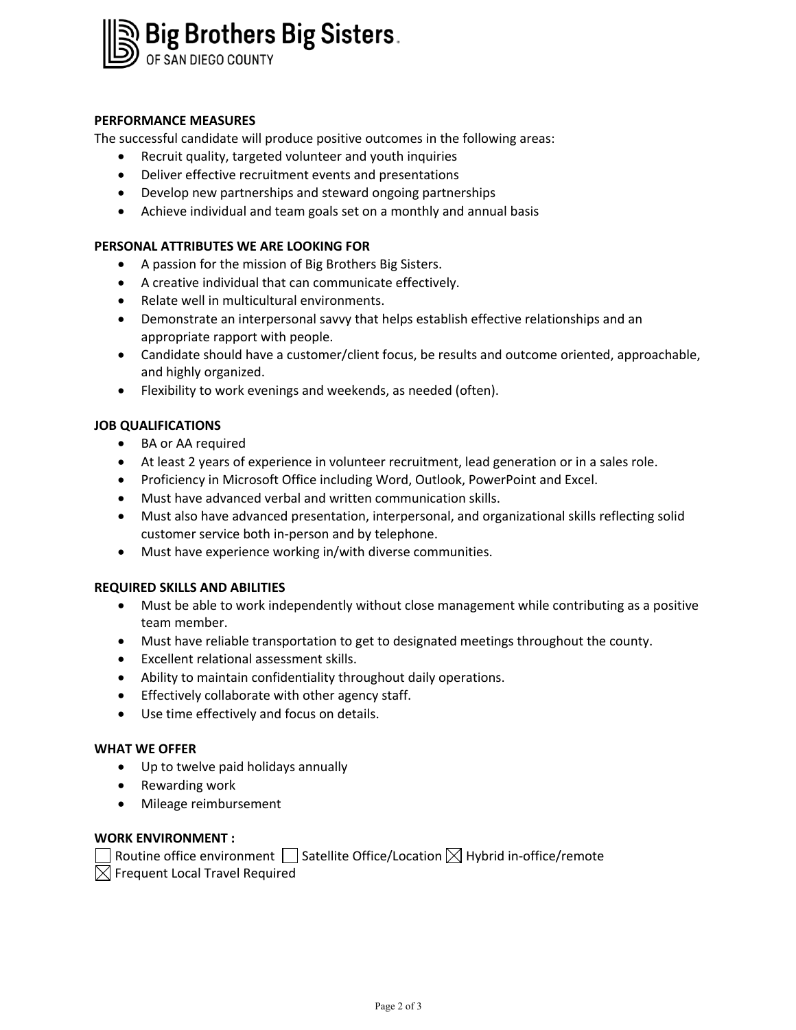**Big Brothers Big Sisters** OF SAN DIEGO COUNTY

## PERFORMANCE MEASURES

The successful candidate will produce positive outcomes in the following areas:

- Recruit quality, targeted volunteer and youth inquiries
- Deliver effective recruitment events and presentations
- Develop new partnerships and steward ongoing partnerships
- Achieve individual and team goals set on a monthly and annual basis

## PERSONAL ATTRIBUTES WE ARE LOOKING FOR

- A passion for the mission of Big Brothers Big Sisters.
- A creative individual that can communicate effectively.
- Relate well in multicultural environments.
- Demonstrate an interpersonal savvy that helps establish effective relationships and an appropriate rapport with people.
- Candidate should have a customer/client focus, be results and outcome oriented, approachable, and highly organized.
- Flexibility to work evenings and weekends, as needed (often).

## JOB QUALIFICATIONS

- BA or AA required
- At least 2 years of experience in volunteer recruitment, lead generation or in a sales role.
- Proficiency in Microsoft Office including Word, Outlook, PowerPoint and Excel.
- Must have advanced verbal and written communication skills.
- Must also have advanced presentation, interpersonal, and organizational skills reflecting solid customer service both in-person and by telephone.
- Must have experience working in/with diverse communities.

## REQUIRED SKILLS AND ABILITIES

- Must be able to work independently without close management while contributing as a positive team member.
- Must have reliable transportation to get to designated meetings throughout the county.
- Excellent relational assessment skills.
- Ability to maintain confidentiality throughout daily operations.
- Effectively collaborate with other agency staff.
- Use time effectively and focus on details.

## WHAT WE OFFER

- Up to twelve paid holidays annually
- Rewarding work
- Mileage reimbursement

## WORK ENVIRONMENT :

☐ Routine office environment ☐ Satellite Office/Location ☒ Hybrid in-office/remote
☒ Frequent Local Travel Required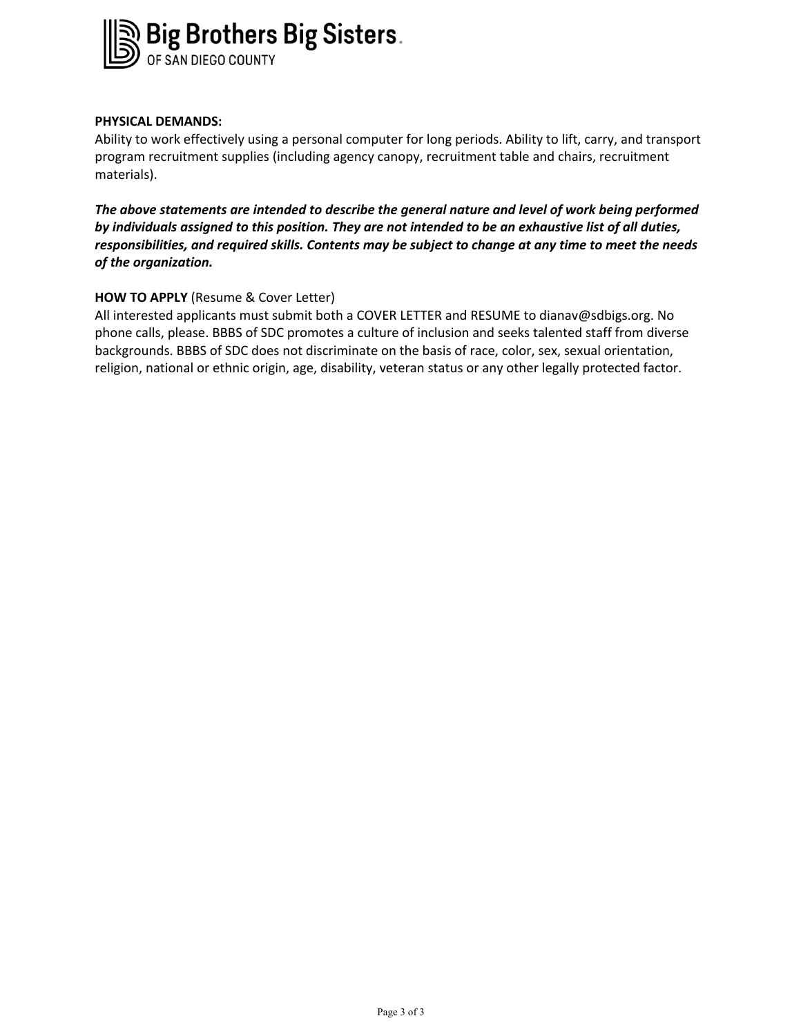**PHYSICAL DEMANDS:**
Ability to work effectively using a personal computer for long periods. Ability to lift, carry, and transport program recruitment supplies (including agency canopy, recruitment table and chairs, recruitment materials).

***The above statements are intended to describe the general nature and level of work being performed by individuals assigned to this position. They are not intended to be an exhaustive list of all duties, responsibilities, and required skills. Contents may be subject to change at any time to meet the needs of the organization.***

**HOW TO APPLY** (Resume & Cover Letter)
All interested applicants must submit both a COVER LETTER and RESUME to dianav@sdbigs.org. No phone calls, please. BBBS of SDC promotes a culture of inclusion and seeks talented staff from diverse backgrounds. BBBS of SDC does not discriminate on the basis of race, color, sex, sexual orientation, religion, national or ethnic origin, age, disability, veteran status or any other legally protected factor.